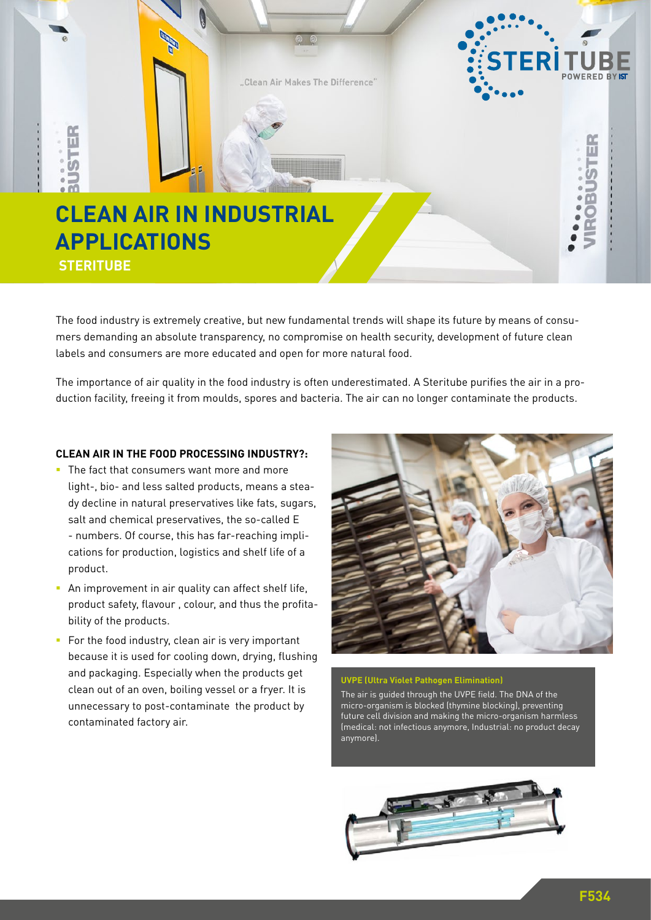# CLEAN AIR IN INDUSTRIAL APPLICATIONS

## STERITUBE

The food industry is extremely creative, but new fundamental trends will shape its future by means of consumers demanding an absolute transparency, no compromise on health security, development of future clean labels and consumers are more educated and open for more natural food.

The importance of air quality in the food industry is often underestimated. A Steritube purifies the air in a production facility, freeing it from moulds, spores and bacteria. The air can no longer contaminate the products.

### CLEAN AIR IN THE FOOD PROCESSING INDUSTRY?:

- The fact that consumers want more and more light-, bio- and less salted products, means a steady decline in natural preservatives like fats, sugars, salt and chemical preservatives, the so-called E - numbers. Of course, this has far-reaching implications for production, logistics and shelf life of a product.
- An improvement in air quality can affect shelf life, product safety, flavour , colour, and thus the profitability of the products.
- For the food industry, clean air is very important because it is used for cooling down, drying, flushing and packaging. Especially when the products get clean out of an oven, boiling vessel or a fryer. It is unnecessary to post-contaminate the product by contaminated factory air.

**UVPE (Ultra Violet Pathogen Elimination)**

The air is guided through the UVPE field. The DNA of the micro-organism is blocked (thymine blocking), preventing future cell division and making the micro-organism harmless (medical: not infectious anymore, Industrial: no product decay anymore).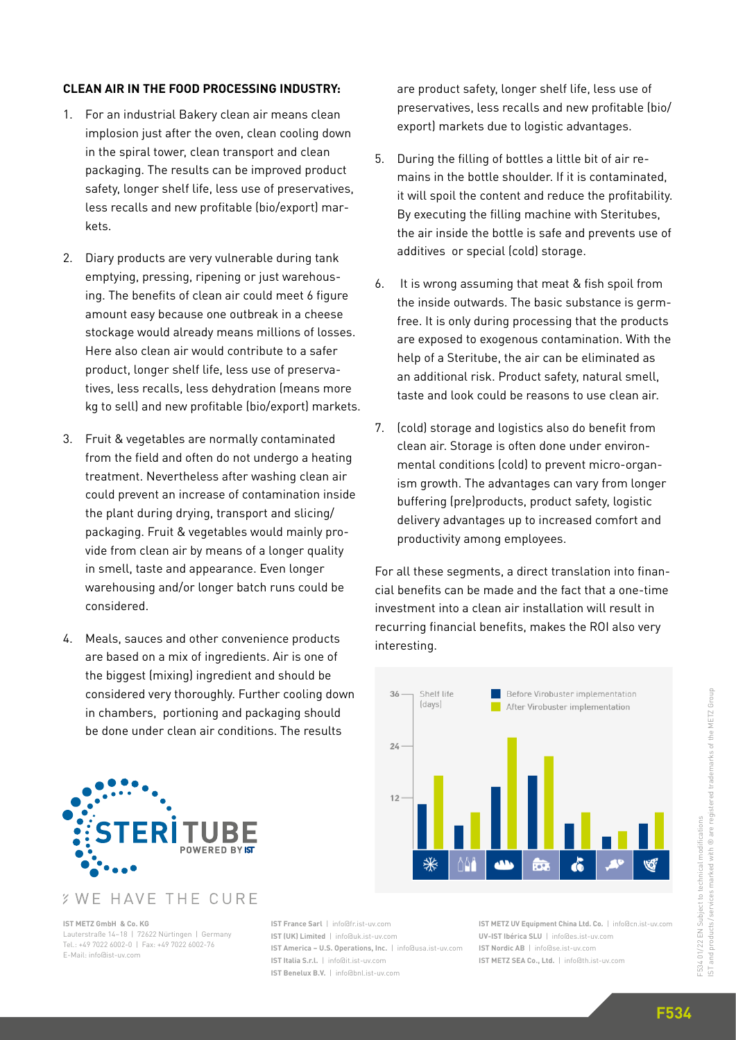**CLEAN AIR IN THE FOOD PROCESSING INDUSTRY:**

1. For an industrial Bakery clean air means clean implosion just after the oven, clean cooling down in the spiral tower, clean transport and clean packaging. The results can be improved product safety, longer shelf life, less use of preservatives, less recalls and new profitable (bio/export) markets.

2. Diary products are very vulnerable during tank emptying, pressing, ripening or just warehousing. The benefits of clean air could meet 6 figure amount easy because one outbreak in a cheese stockage would already means millions of losses. Here also clean air would contribute to a safer product, longer shelf life, less use of preservatives, less recalls, less dehydration (means more kg to sell) and new profitable (bio/export) markets.

3. Fruit & vegetables are normally contaminated from the field and often do not undergo a heating treatment. Nevertheless after washing clean air could prevent an increase of contamination inside the plant during drying, transport and slicing/packaging. Fruit & vegetables would mainly provide from clean air by means of a longer quality in smell, taste and appearance. Even longer warehousing and/or longer batch runs could be considered.

4. Meals, sauces and other convenience products are based on a mix of ingredients. Air is one of the biggest (mixing) ingredient and should be considered very thoroughly. Further cooling down in chambers, portioning and packaging should be done under clean air conditions. The results are product safety, longer shelf life, less use of preservatives, less recalls and new profitable (bio/export) markets due to logistic advantages.

5. During the filling of bottles a little bit of air remains in the bottle shoulder. If it is contaminated, it will spoil the content and reduce the profitability. By executing the filling machine with Steritubes, the air inside the bottle is safe and prevents use of additives or special (cold) storage.

6. It is wrong assuming that meat & fish spoil from the inside outwards. The basic substance is germ-free. It is only during processing that the products are exposed to exogenous contamination. With the help of a Steritube, the air can be eliminated as an additional risk. Product safety, natural smell, taste and look could be reasons to use clean air.

7. (cold) storage and logistics also do benefit from clean air. Storage is often done under environmental conditions (cold) to prevent micro-organism growth. The advantages can vary from longer buffering (pre)products, product safety, logistic delivery advantages up to increased comfort and productivity among employees.

For all these segments, a direct translation into financial benefits can be made and the fact that a one-time investment into a clean air installation will result in recurring financial benefits, makes the ROI also very interesting.

Shelf life (days)

36

24

12

Before Virobuster implementation

After Virobuster implementation

STERITUBE POWERED BY IST

WE HAVE THE CURE

**IST METZ GmbH & Co. KG**
Lauterstraße 14–18 | 72622 Nürtingen | Germany
Tel.: +49 7022 6002-0 | Fax: +49 7022 6002-76
E-Mail: info@ist-uv.com

**IST France Sarl** | info@fr.ist-uv.com
**IST (UK) Limited** | info@uk.ist-uv.com
**IST America – U.S. Operations, Inc.** | info@usa.ist-uv.com
**IST Italia S.r.l.** | info@it.ist-uv.com
**IST Benelux B.V.** | info@bnl.ist-uv.com

**IST METZ UV Equipment China Ltd. Co.** | info@cn.ist-uv.com
**UV-IST Ibérica SLU** | info@es.ist-uv.com
**IST Nordic AB** | info@se.ist-uv.com
**IST METZ SEA Co., Ltd.** | info@th.ist-uv.com

F534 01/22 EN Subject to technical modifications
IST and products/services marked with ® are registered trademarks of the METZ Group

F534